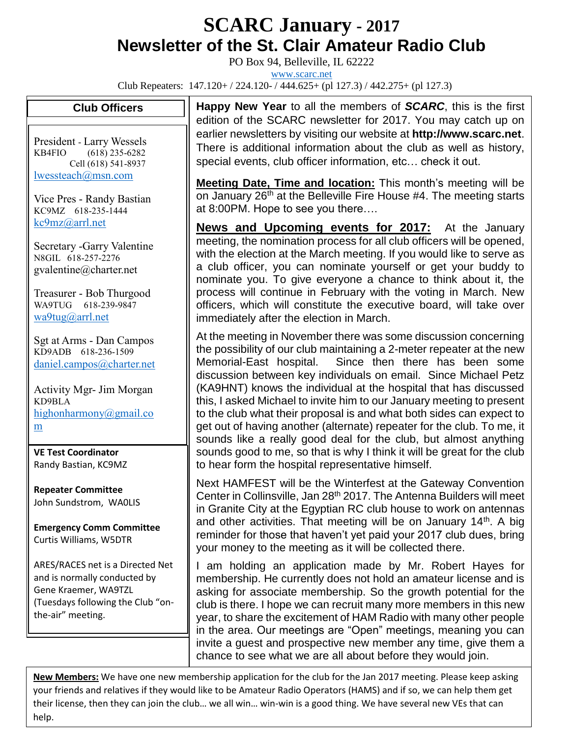# SCARC January - 2017

## Newsletter of the St. Clair Amateur Radio Club

PO Box 94, Belleville, IL 62222

www.scarc.net

Club Repeaters: 147.120+ / 224.120- / 444.625+ (pl 127.3) / 442.275+ (pl 127.3)

### Club Officers

President - Larry Wessels
KB4FIO (618) 235-6282
Cell (618) 541-8937
lwessteach@msn.com

Vice Pres - Randy Bastian
KC9MZ 618-235-1444
kc9mz@arrl.net

Secretary -Garry Valentine
N8GIL 618-257-2276
gvalentine@charter.net

Treasurer - Bob Thurgood
WA9TUG 618-239-9847
wa9tug@arrl.net

Sgt at Arms - Dan Campos
KD9ADB 618-236-1509
daniel.campos@charter.net

Activity Mgr- Jim Morgan
KD9BLA
highonharmony@gmail.com

**VE Test Coordinator**
Randy Bastian, KC9MZ

**Repeater Committee**
John Sundstrom, WA0LIS

**Emergency Comm Committee**
Curtis Williams, W5DTR

ARES/RACES net is a Directed Net and is normally conducted by Gene Kraemer, WA9TZL (Tuesdays following the Club "on-the-air" meeting.

**Happy New Year** to all the members of ***SCARC***, this is the first edition of the SCARC newsletter for 2017. You may catch up on earlier newsletters by visiting our website at **http://www.scarc.net**. There is additional information about the club as well as history, special events, club officer information, etc… check it out.

**Meeting Date, Time and location:** This month's meeting will be on January 26th at the Belleville Fire House #4. The meeting starts at 8:00PM. Hope to see you there….

**News and Upcoming events for 2017:** At the January meeting, the nomination process for all club officers will be opened, with the election at the March meeting. If you would like to serve as a club officer, you can nominate yourself or get your buddy to nominate you. To give everyone a chance to think about it, the process will continue in February with the voting in March. New officers, which will constitute the executive board, will take over immediately after the election in March.

At the meeting in November there was some discussion concerning the possibility of our club maintaining a 2-meter repeater at the new Memorial-East hospital. Since then there has been some discussion between key individuals on email. Since Michael Petz (KA9HNT) knows the individual at the hospital that has discussed this, I asked Michael to invite him to our January meeting to present to the club what their proposal is and what both sides can expect to get out of having another (alternate) repeater for the club. To me, it sounds like a really good deal for the club, but almost anything sounds good to me, so that is why I think it will be great for the club to hear form the hospital representative himself.

Next HAMFEST will be the Winterfest at the Gateway Convention Center in Collinsville, Jan 28th 2017. The Antenna Builders will meet in Granite City at the Egyptian RC club house to work on antennas and other activities. That meeting will be on January 14th. A big reminder for those that haven't yet paid your 2017 club dues, bring your money to the meeting as it will be collected there.

I am holding an application made by Mr. Robert Hayes for membership. He currently does not hold an amateur license and is asking for associate membership. So the growth potential for the club is there. I hope we can recruit many more members in this new year, to share the excitement of HAM Radio with many other people in the area. Our meetings are "Open" meetings, meaning you can invite a guest and prospective new member any time, give them a chance to see what we are all about before they would join.

**New Members:** We have one new membership application for the club for the Jan 2017 meeting. Please keep asking your friends and relatives if they would like to be Amateur Radio Operators (HAMS) and if so, we can help them get their license, then they can join the club… we all win… win-win is a good thing. We have several new VEs that can help.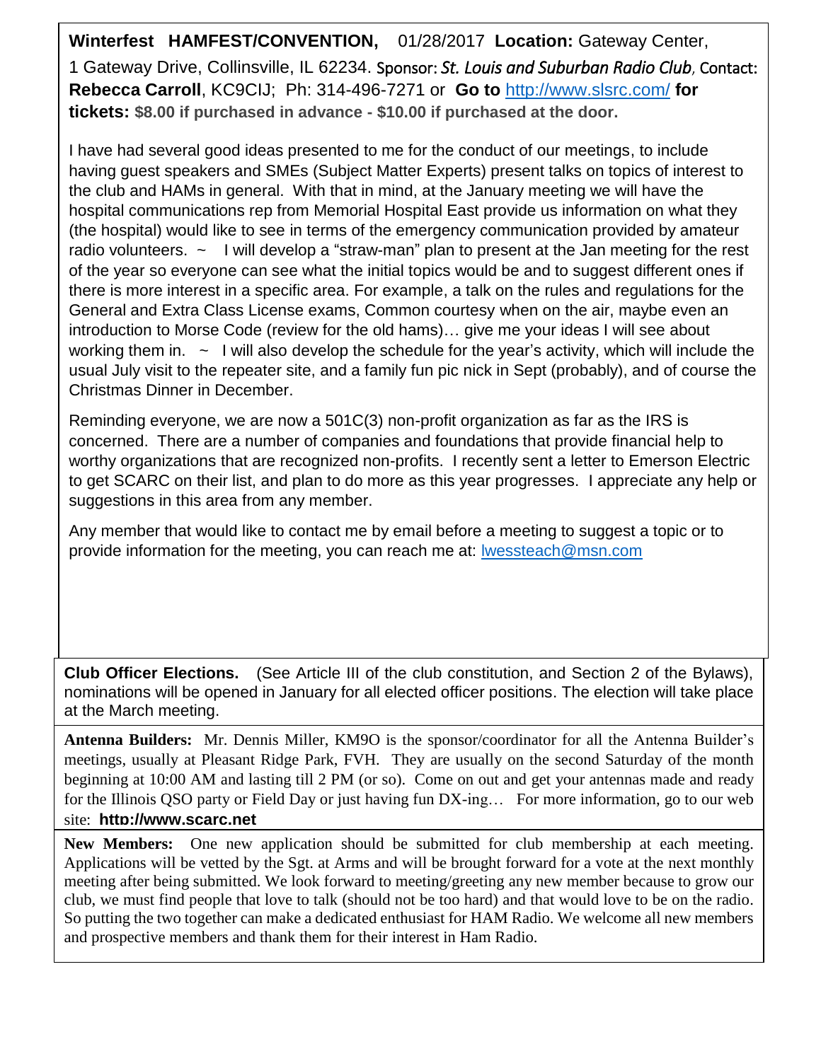**Winterfest HAMFEST/CONVENTION,** 01/28/2017 **Location:** Gateway Center, 1 Gateway Drive, Collinsville, IL 62234. Sponsor: *St. Louis and Suburban Radio Club*, Contact: **Rebecca Carroll**, KC9CIJ; Ph: 314-496-7271 or **Go to** http://www.slsrc.com/ **for tickets: $8.00 if purchased in advance - $10.00 if purchased at the door.**

I have had several good ideas presented to me for the conduct of our meetings, to include having guest speakers and SMEs (Subject Matter Experts) present talks on topics of interest to the club and HAMs in general. With that in mind, at the January meeting we will have the hospital communications rep from Memorial Hospital East provide us information on what they (the hospital) would like to see in terms of the emergency communication provided by amateur radio volunteers. ~ I will develop a "straw-man" plan to present at the Jan meeting for the rest of the year so everyone can see what the initial topics would be and to suggest different ones if there is more interest in a specific area. For example, a talk on the rules and regulations for the General and Extra Class License exams, Common courtesy when on the air, maybe even an introduction to Morse Code (review for the old hams)… give me your ideas I will see about working them in. ~ I will also develop the schedule for the year's activity, which will include the usual July visit to the repeater site, and a family fun pic nick in Sept (probably), and of course the Christmas Dinner in December.

Reminding everyone, we are now a 501C(3) non-profit organization as far as the IRS is concerned. There are a number of companies and foundations that provide financial help to worthy organizations that are recognized non-profits. I recently sent a letter to Emerson Electric to get SCARC on their list, and plan to do more as this year progresses. I appreciate any help or suggestions in this area from any member.

Any member that would like to contact me by email before a meeting to suggest a topic or to provide information for the meeting, you can reach me at: lwessteach@msn.com

**Club Officer Elections.** (See Article III of the club constitution, and Section 2 of the Bylaws), nominations will be opened in January for all elected officer positions. The election will take place at the March meeting.

**Antenna Builders:** Mr. Dennis Miller, KM9O is the sponsor/coordinator for all the Antenna Builder's meetings, usually at Pleasant Ridge Park, FVH. They are usually on the second Saturday of the month beginning at 10:00 AM and lasting till 2 PM (or so). Come on out and get your antennas made and ready for the Illinois QSO party or Field Day or just having fun DX-ing… For more information, go to our web site: **http://www.scarc.net**

**New Members:** One new application should be submitted for club membership at each meeting. Applications will be vetted by the Sgt. at Arms and will be brought forward for a vote at the next monthly meeting after being submitted. We look forward to meeting/greeting any new member because to grow our club, we must find people that love to talk (should not be too hard) and that would love to be on the radio. So putting the two together can make a dedicated enthusiast for HAM Radio. We welcome all new members and prospective members and thank them for their interest in Ham Radio.